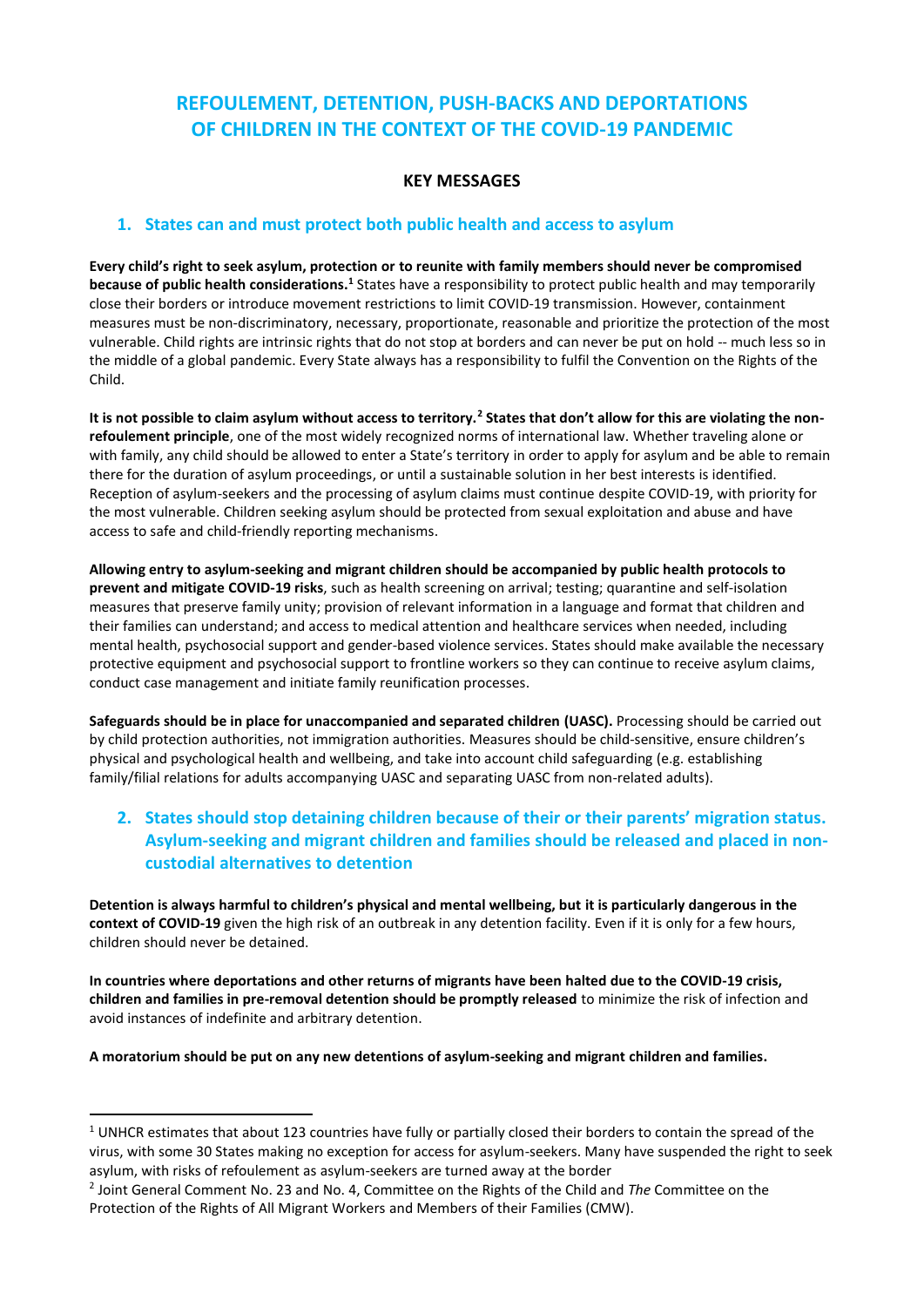# REFOULEMENT, DETENTION, PUSH-BACKS AND DEPORTATIONS OF CHILDREN IN THE CONTEXT OF THE COVID-19 PANDEMIC

## KEY MESSAGES

### 1. States can and must protect both public health and access to asylum

**Every child's right to seek asylum, protection or to reunite with family members should never be compromised because of public health considerations.**[1] States have a responsibility to protect public health and may temporarily close their borders or introduce movement restrictions to limit COVID-19 transmission. However, containment measures must be non-discriminatory, necessary, proportionate, reasonable and prioritize the protection of the most vulnerable. Child rights are intrinsic rights that do not stop at borders and can never be put on hold -- much less so in the middle of a global pandemic. Every State always has a responsibility to fulfil the Convention on the Rights of the Child.

**It is not possible to claim asylum without access to territory.**[2] **States that don't allow for this are violating the non-refoulement principle**, one of the most widely recognized norms of international law. Whether traveling alone or with family, any child should be allowed to enter a State's territory in order to apply for asylum and be able to remain there for the duration of asylum proceedings, or until a sustainable solution in her best interests is identified. Reception of asylum-seekers and the processing of asylum claims must continue despite COVID-19, with priority for the most vulnerable. Children seeking asylum should be protected from sexual exploitation and abuse and have access to safe and child-friendly reporting mechanisms.

**Allowing entry to asylum-seeking and migrant children should be accompanied by public health protocols to prevent and mitigate COVID-19 risks**, such as health screening on arrival; testing; quarantine and self-isolation measures that preserve family unity; provision of relevant information in a language and format that children and their families can understand; and access to medical attention and healthcare services when needed, including mental health, psychosocial support and gender-based violence services. States should make available the necessary protective equipment and psychosocial support to frontline workers so they can continue to receive asylum claims, conduct case management and initiate family reunification processes.

**Safeguards should be in place for unaccompanied and separated children (UASC).** Processing should be carried out by child protection authorities, not immigration authorities. Measures should be child-sensitive, ensure children's physical and psychological health and wellbeing, and take into account child safeguarding (e.g. establishing family/filial relations for adults accompanying UASC and separating UASC from non-related adults).

### 2. States should stop detaining children because of their or their parents' migration status. Asylum-seeking and migrant children and families should be released and placed in non-custodial alternatives to detention

**Detention is always harmful to children's physical and mental wellbeing, but it is particularly dangerous in the context of COVID-19** given the high risk of an outbreak in any detention facility. Even if it is only for a few hours, children should never be detained.

**In countries where deportations and other returns of migrants have been halted due to the COVID-19 crisis, children and families in pre-removal detention should be promptly released** to minimize the risk of infection and avoid instances of indefinite and arbitrary detention.

**A moratorium should be put on any new detentions of asylum-seeking and migrant children and families.**

---

[1] UNHCR estimates that about 123 countries have fully or partially closed their borders to contain the spread of the virus, with some 30 States making no exception for access for asylum-seekers. Many have suspended the right to seek asylum, with risks of refoulement as asylum-seekers are turned away at the border

[2] Joint General Comment No. 23 and No. 4, Committee on the Rights of the Child and *The* Committee on the Protection of the Rights of All Migrant Workers and Members of their Families (CMW).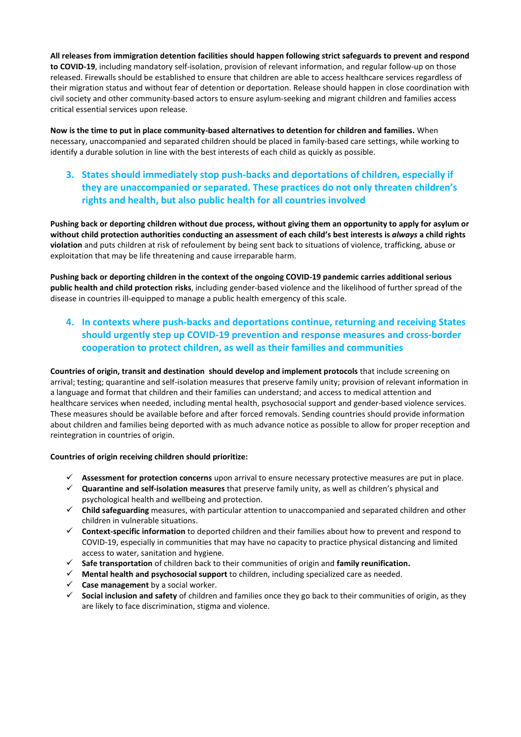**All releases from immigration detention facilities should happen following strict safeguards to prevent and respond to COVID-19**, including mandatory self-isolation, provision of relevant information, and regular follow-up on those released. Firewalls should be established to ensure that children are able to access healthcare services regardless of their migration status and without fear of detention or deportation. Release should happen in close coordination with civil society and other community-based actors to ensure asylum-seeking and migrant children and families access critical essential services upon release.

**Now is the time to put in place community-based alternatives to detention for children and families.** When necessary, unaccompanied and separated children should be placed in family-based care settings, while working to identify a durable solution in line with the best interests of each child as quickly as possible.

### 3. States should immediately stop push-backs and deportations of children, especially if they are unaccompanied or separated. These practices do not only threaten children's rights and health, but also public health for all countries involved

**Pushing back or deporting children without due process, without giving them an opportunity to apply for asylum or without child protection authorities conducting an assessment of each child's best interests is *always* a child rights violation** and puts children at risk of refoulement by being sent back to situations of violence, trafficking, abuse or exploitation that may be life threatening and cause irreparable harm.

**Pushing back or deporting children in the context of the ongoing COVID-19 pandemic carries additional serious public health and child protection risks**, including gender-based violence and the likelihood of further spread of the disease in countries ill-equipped to manage a public health emergency of this scale.

### 4. In contexts where push-backs and deportations continue, returning and receiving States should urgently step up COVID-19 prevention and response measures and cross-border cooperation to protect children, as well as their families and communities

**Countries of origin, transit and destination should develop and implement protocols** that include screening on arrival; testing; quarantine and self-isolation measures that preserve family unity; provision of relevant information in a language and format that children and their families can understand; and access to medical attention and healthcare services when needed, including mental health, psychosocial support and gender-based violence services. These measures should be available before and after forced removals. Sending countries should provide information about children and families being deported with as much advance notice as possible to allow for proper reception and reintegration in countries of origin.

**Countries of origin receiving children should prioritize:**

- ✓ **Assessment for protection concerns** upon arrival to ensure necessary protective measures are put in place.
- ✓ **Quarantine and self-isolation measures** that preserve family unity, as well as children's physical and psychological health and wellbeing and protection.
- ✓ **Child safeguarding** measures, with particular attention to unaccompanied and separated children and other children in vulnerable situations.
- ✓ **Context-specific information** to deported children and their families about how to prevent and respond to COVID-19, especially in communities that may have no capacity to practice physical distancing and limited access to water, sanitation and hygiene.
- ✓ **Safe transportation** of children back to their communities of origin and **family reunification.**
- ✓ **Mental health and psychosocial support** to children, including specialized care as needed.
- ✓ **Case management** by a social worker.
- ✓ **Social inclusion and safety** of children and families once they go back to their communities of origin, as they are likely to face discrimination, stigma and violence.